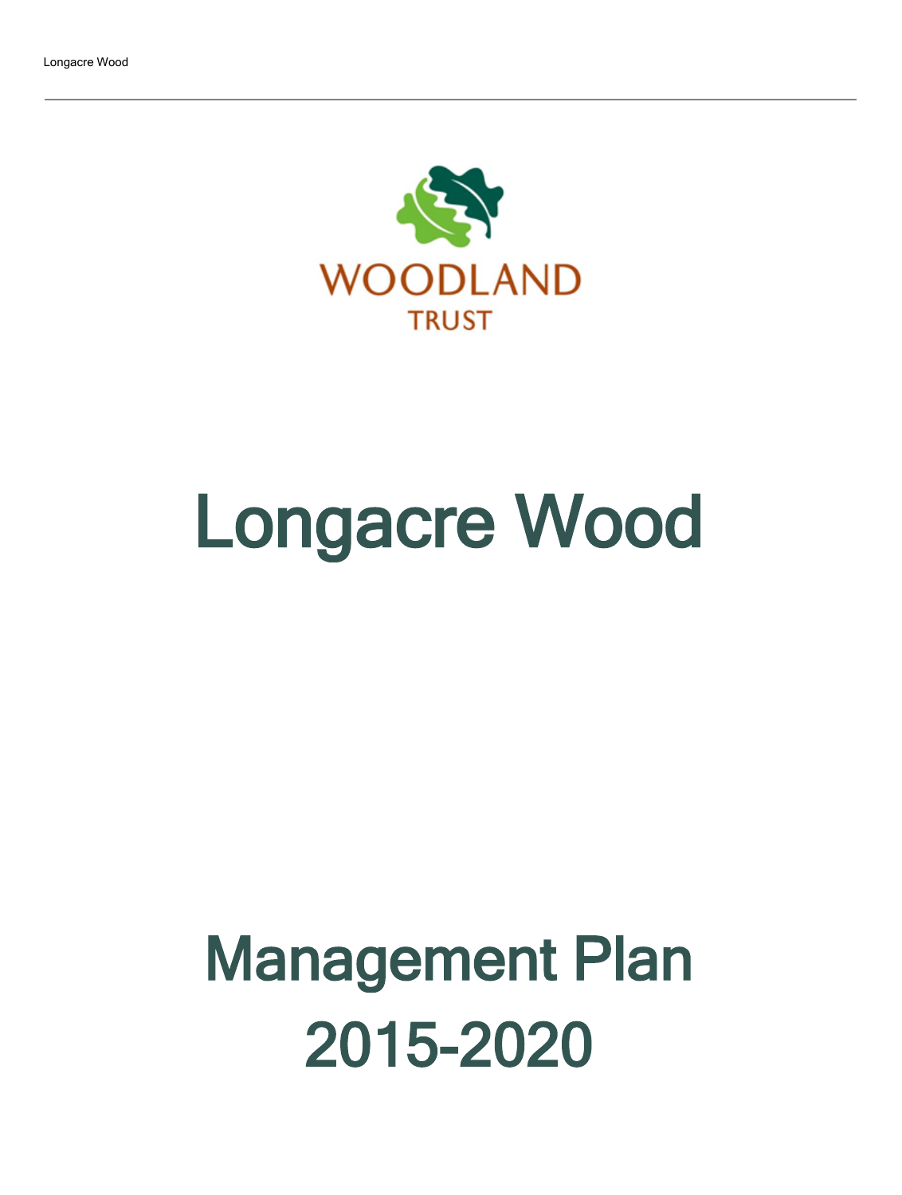WOODLAND TRUST

# Longacre Wood

# Management Plan 2015-2020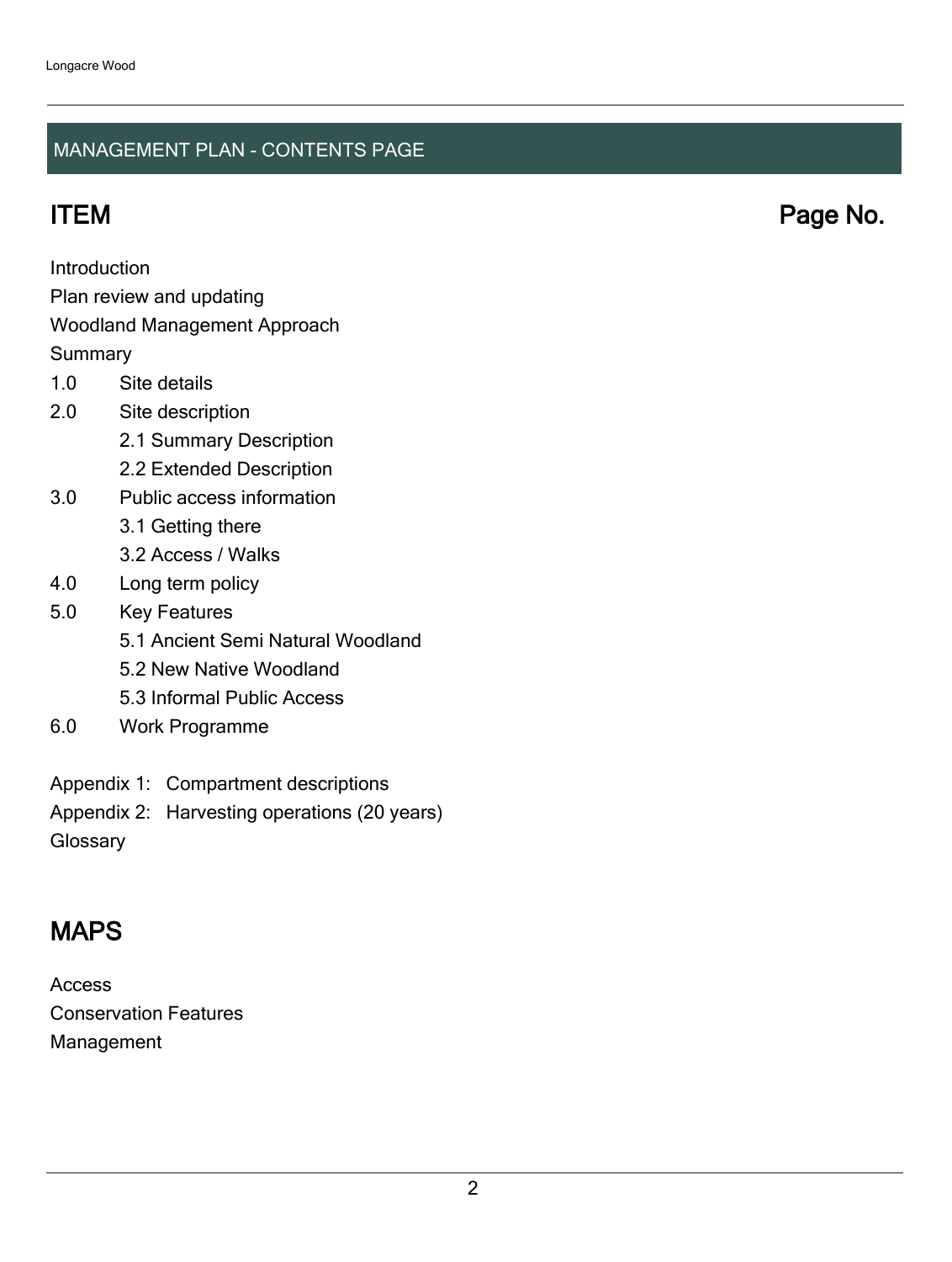## MANAGEMENT PLAN - CONTENTS PAGE

| ITEM | Page No. |
|---|---|
| Introduction | |
| Plan review and updating | |
| Woodland Management Approach | |
| Summary | |
| 1.0 Site details | |
| 2.0 Site description | |
| 2.1 Summary Description | |
| 2.2 Extended Description | |
| 3.0 Public access information | |
| 3.1 Getting there | |
| 3.2 Access / Walks | |
| 4.0 Long term policy | |
| 5.0 Key Features | |
| 5.1 Ancient Semi Natural Woodland | |
| 5.2 New Native Woodland | |
| 5.3 Informal Public Access | |
| 6.0 Work Programme | |
| Appendix 1: Compartment descriptions | |
| Appendix 2: Harvesting operations (20 years) | |
| Glossary | |

## MAPS

Access

Conservation Features

Management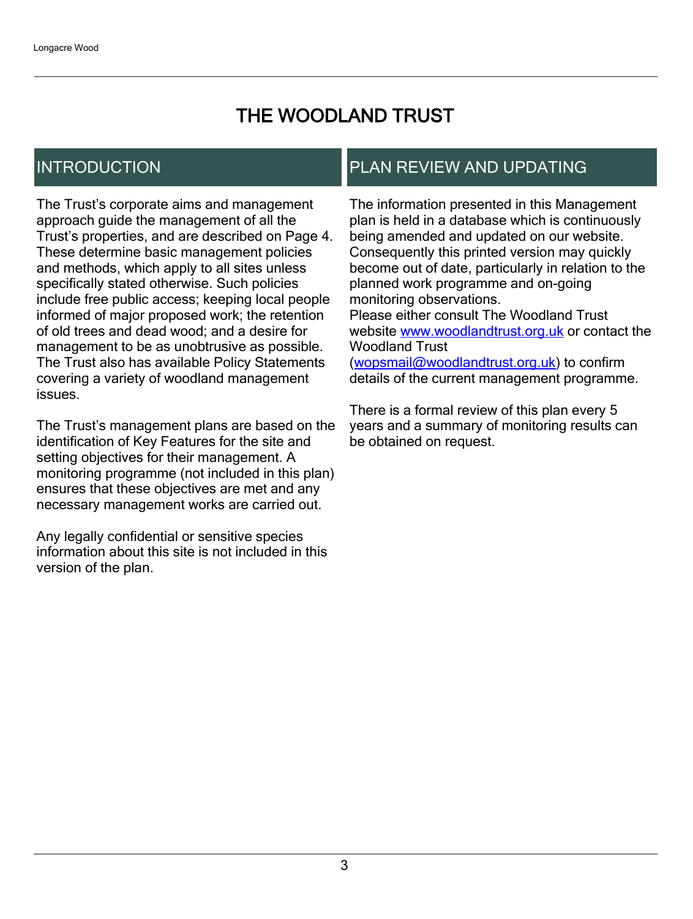# THE WOODLAND TRUST

## INTRODUCTION

The Trust's corporate aims and management approach guide the management of all the Trust's properties, and are described on Page 4. These determine basic management policies and methods, which apply to all sites unless specifically stated otherwise. Such policies include free public access; keeping local people informed of major proposed work; the retention of old trees and dead wood; and a desire for management to be as unobtrusive as possible. The Trust also has available Policy Statements covering a variety of woodland management issues.

The Trust's management plans are based on the identification of Key Features for the site and setting objectives for their management. A monitoring programme (not included in this plan) ensures that these objectives are met and any necessary management works are carried out.

Any legally confidential or sensitive species information about this site is not included in this version of the plan.

## PLAN REVIEW AND UPDATING

The information presented in this Management plan is held in a database which is continuously being amended and updated on our website. Consequently this printed version may quickly become out of date, particularly in relation to the planned work programme and on-going monitoring observations.
Please either consult The Woodland Trust website [www.woodlandtrust.org.uk](http://www.woodlandtrust.org.uk) or contact the Woodland Trust ([wopsmail@woodlandtrust.org.uk](mailto:wopsmail@woodlandtrust.org.uk)) to confirm details of the current management programme.

There is a formal review of this plan every 5 years and a summary of monitoring results can be obtained on request.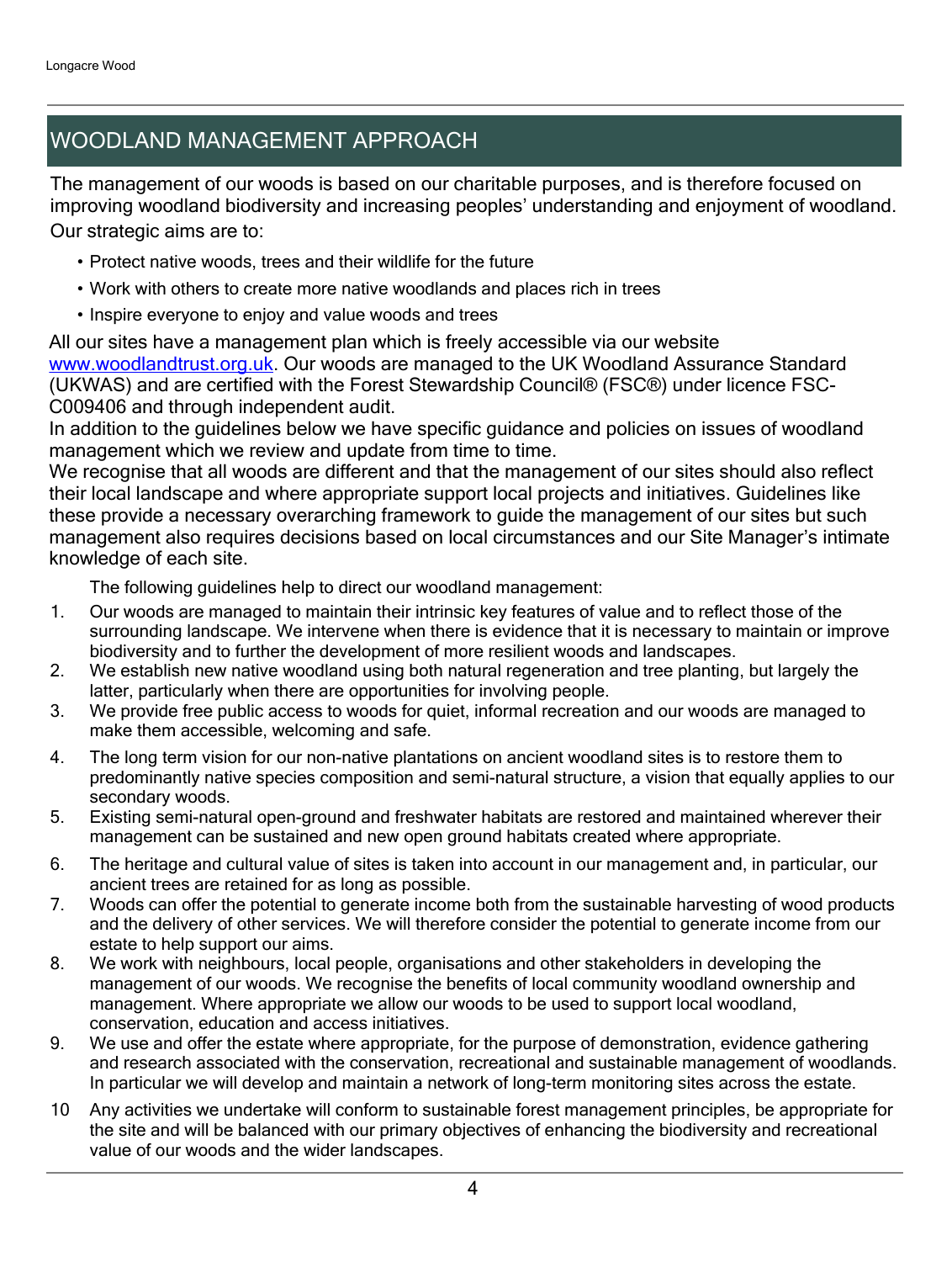# WOODLAND MANAGEMENT APPROACH

The management of our woods is based on our charitable purposes, and is therefore focused on improving woodland biodiversity and increasing peoples' understanding and enjoyment of woodland. Our strategic aims are to:

- Protect native woods, trees and their wildlife for the future
- Work with others to create more native woodlands and places rich in trees
- Inspire everyone to enjoy and value woods and trees

All our sites have a management plan which is freely accessible via our website [www.woodlandtrust.org.uk](http://www.woodlandtrust.org.uk). Our woods are managed to the UK Woodland Assurance Standard (UKWAS) and are certified with the Forest Stewardship Council® (FSC®) under licence FSC-C009406 and through independent audit.

In addition to the guidelines below we have specific guidance and policies on issues of woodland management which we review and update from time to time.

We recognise that all woods are different and that the management of our sites should also reflect their local landscape and where appropriate support local projects and initiatives. Guidelines like these provide a necessary overarching framework to guide the management of our sites but such management also requires decisions based on local circumstances and our Site Manager's intimate knowledge of each site.

The following guidelines help to direct our woodland management:

1. Our woods are managed to maintain their intrinsic key features of value and to reflect those of the surrounding landscape. We intervene when there is evidence that it is necessary to maintain or improve biodiversity and to further the development of more resilient woods and landscapes.
2. We establish new native woodland using both natural regeneration and tree planting, but largely the latter, particularly when there are opportunities for involving people.
3. We provide free public access to woods for quiet, informal recreation and our woods are managed to make them accessible, welcoming and safe.
4. The long term vision for our non-native plantations on ancient woodland sites is to restore them to predominantly native species composition and semi-natural structure, a vision that equally applies to our secondary woods.
5. Existing semi-natural open-ground and freshwater habitats are restored and maintained wherever their management can be sustained and new open ground habitats created where appropriate.
6. The heritage and cultural value of sites is taken into account in our management and, in particular, our ancient trees are retained for as long as possible.
7. Woods can offer the potential to generate income both from the sustainable harvesting of wood products and the delivery of other services. We will therefore consider the potential to generate income from our estate to help support our aims.
8. We work with neighbours, local people, organisations and other stakeholders in developing the management of our woods. We recognise the benefits of local community woodland ownership and management. Where appropriate we allow our woods to be used to support local woodland, conservation, education and access initiatives.
9. We use and offer the estate where appropriate, for the purpose of demonstration, evidence gathering and research associated with the conservation, recreational and sustainable management of woodlands. In particular we will develop and maintain a network of long-term monitoring sites across the estate.
10. Any activities we undertake will conform to sustainable forest management principles, be appropriate for the site and will be balanced with our primary objectives of enhancing the biodiversity and recreational value of our woods and the wider landscapes.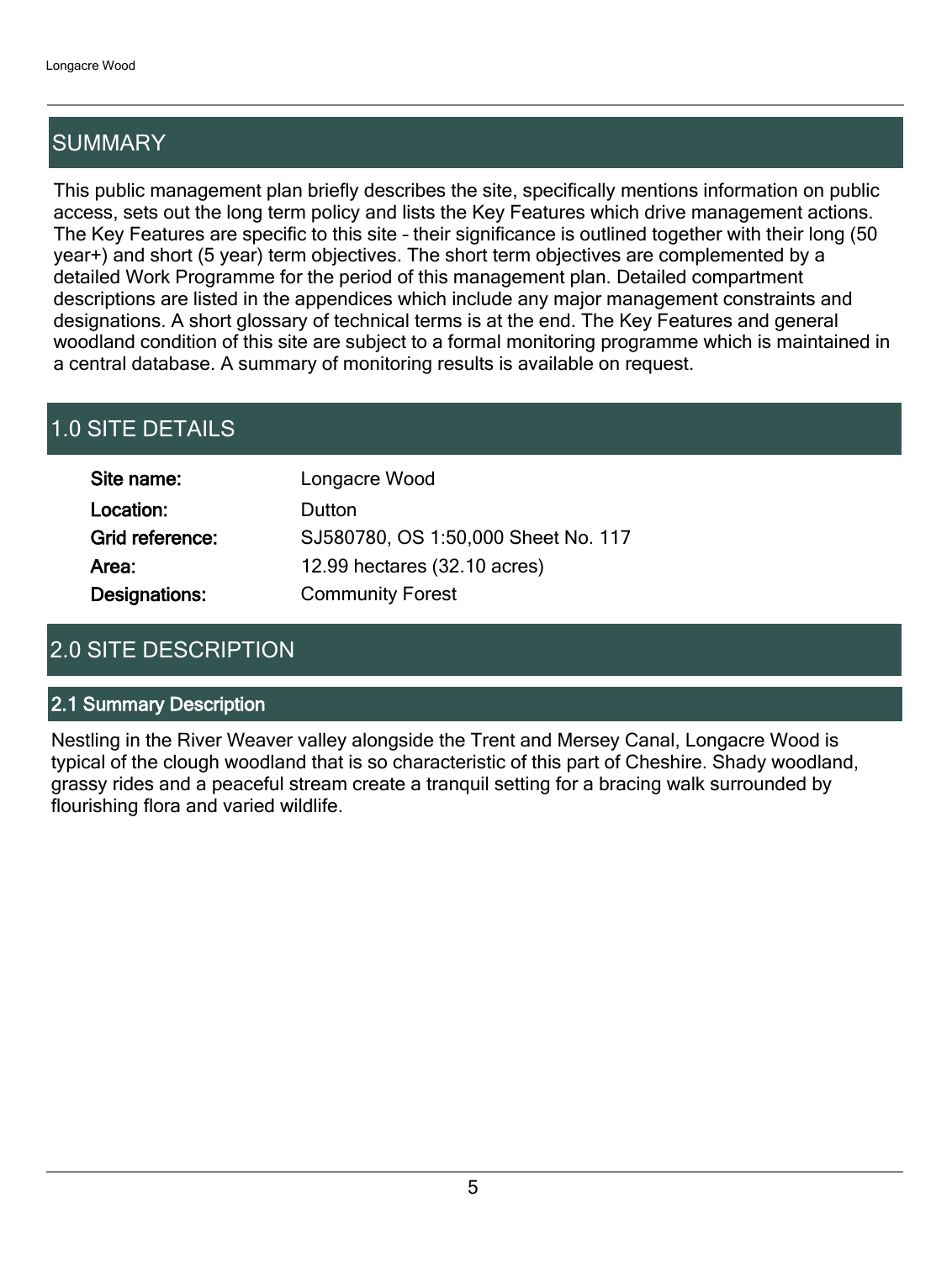# SUMMARY

This public management plan briefly describes the site, specifically mentions information on public access, sets out the long term policy and lists the Key Features which drive management actions. The Key Features are specific to this site – their significance is outlined together with their long (50 year+) and short (5 year) term objectives. The short term objectives are complemented by a detailed Work Programme for the period of this management plan. Detailed compartment descriptions are listed in the appendices which include any major management constraints and designations. A short glossary of technical terms is at the end. The Key Features and general woodland condition of this site are subject to a formal monitoring programme which is maintained in a central database. A summary of monitoring results is available on request.

# 1.0 SITE DETAILS

| | |
|---|---|
| **Site name:** | Longacre Wood |
| **Location:** | Dutton |
| **Grid reference:** | SJ580780, OS 1:50,000 Sheet No. 117 |
| **Area:** | 12.99 hectares (32.10 acres) |
| **Designations:** | Community Forest |

# 2.0 SITE DESCRIPTION

## 2.1 Summary Description

Nestling in the River Weaver valley alongside the Trent and Mersey Canal, Longacre Wood is typical of the clough woodland that is so characteristic of this part of Cheshire. Shady woodland, grassy rides and a peaceful stream create a tranquil setting for a bracing walk surrounded by flourishing flora and varied wildlife.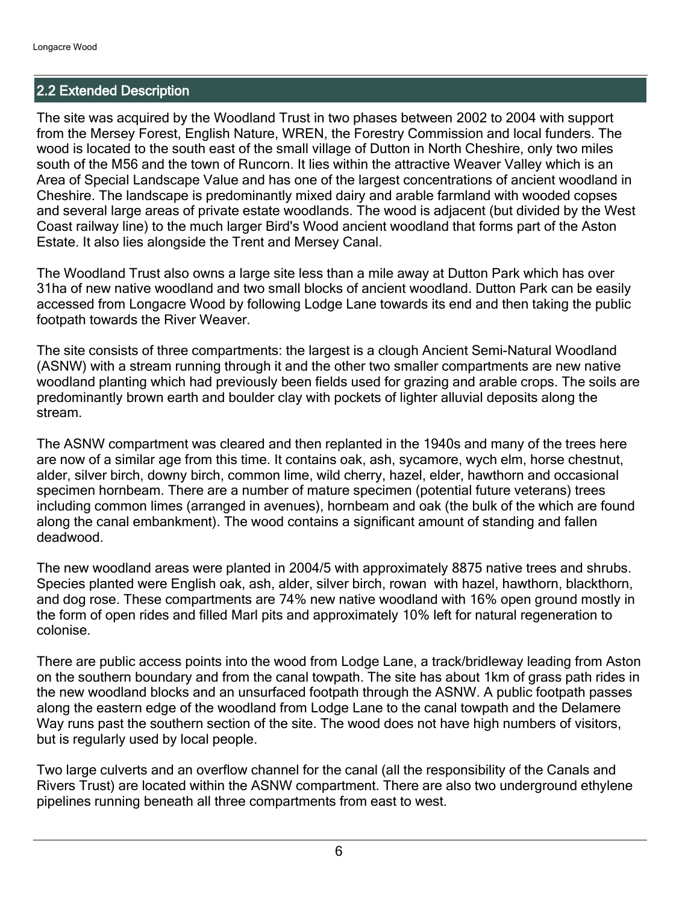## 2.2 Extended Description

The site was acquired by the Woodland Trust in two phases between 2002 to 2004 with support from the Mersey Forest, English Nature, WREN, the Forestry Commission and local funders. The wood is located to the south east of the small village of Dutton in North Cheshire, only two miles south of the M56 and the town of Runcorn. It lies within the attractive Weaver Valley which is an Area of Special Landscape Value and has one of the largest concentrations of ancient woodland in Cheshire. The landscape is predominantly mixed dairy and arable farmland with wooded copses and several large areas of private estate woodlands. The wood is adjacent (but divided by the West Coast railway line) to the much larger Bird's Wood ancient woodland that forms part of the Aston Estate. It also lies alongside the Trent and Mersey Canal.

The Woodland Trust also owns a large site less than a mile away at Dutton Park which has over 31ha of new native woodland and two small blocks of ancient woodland. Dutton Park can be easily accessed from Longacre Wood by following Lodge Lane towards its end and then taking the public footpath towards the River Weaver.

The site consists of three compartments: the largest is a clough Ancient Semi-Natural Woodland (ASNW) with a stream running through it and the other two smaller compartments are new native woodland planting which had previously been fields used for grazing and arable crops. The soils are predominantly brown earth and boulder clay with pockets of lighter alluvial deposits along the stream.

The ASNW compartment was cleared and then replanted in the 1940s and many of the trees here are now of a similar age from this time. It contains oak, ash, sycamore, wych elm, horse chestnut, alder, silver birch, downy birch, common lime, wild cherry, hazel, elder, hawthorn and occasional specimen hornbeam. There are a number of mature specimen (potential future veterans) trees including common limes (arranged in avenues), hornbeam and oak (the bulk of the which are found along the canal embankment). The wood contains a significant amount of standing and fallen deadwood.

The new woodland areas were planted in 2004/5 with approximately 8875 native trees and shrubs. Species planted were English oak, ash, alder, silver birch, rowan with hazel, hawthorn, blackthorn, and dog rose. These compartments are 74% new native woodland with 16% open ground mostly in the form of open rides and filled Marl pits and approximately 10% left for natural regeneration to colonise.

There are public access points into the wood from Lodge Lane, a track/bridleway leading from Aston on the southern boundary and from the canal towpath. The site has about 1km of grass path rides in the new woodland blocks and an unsurfaced footpath through the ASNW. A public footpath passes along the eastern edge of the woodland from Lodge Lane to the canal towpath and the Delamere Way runs past the southern section of the site. The wood does not have high numbers of visitors, but is regularly used by local people.

Two large culverts and an overflow channel for the canal (all the responsibility of the Canals and Rivers Trust) are located within the ASNW compartment. There are also two underground ethylene pipelines running beneath all three compartments from east to west.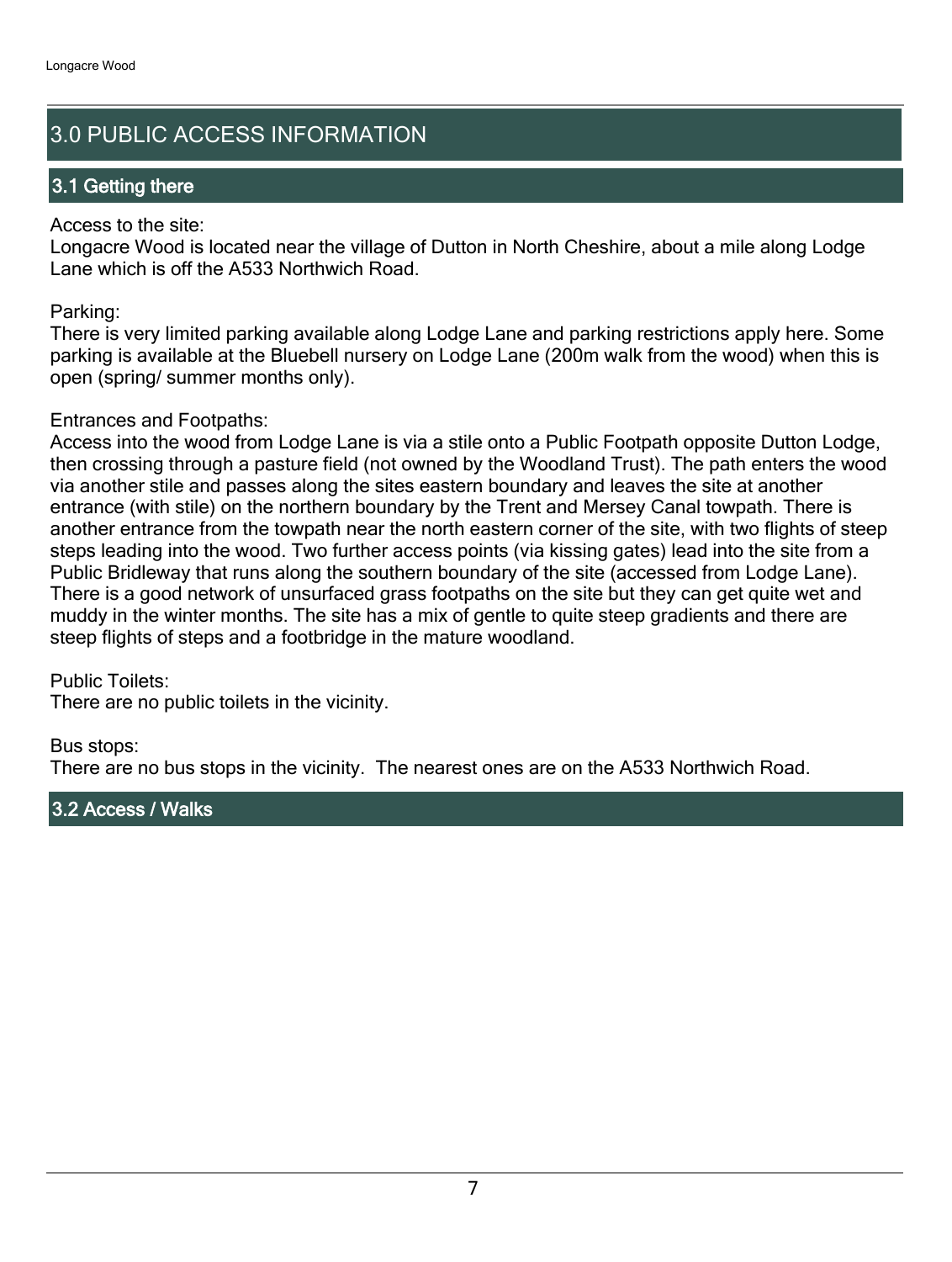# 3.0 PUBLIC ACCESS INFORMATION

## 3.1 Getting there

Access to the site:
Longacre Wood is located near the village of Dutton in North Cheshire, about a mile along Lodge Lane which is off the A533 Northwich Road.

Parking:
There is very limited parking available along Lodge Lane and parking restrictions apply here. Some parking is available at the Bluebell nursery on Lodge Lane (200m walk from the wood) when this is open (spring/ summer months only).

Entrances and Footpaths:
Access into the wood from Lodge Lane is via a stile onto a Public Footpath opposite Dutton Lodge, then crossing through a pasture field (not owned by the Woodland Trust). The path enters the wood via another stile and passes along the sites eastern boundary and leaves the site at another entrance (with stile) on the northern boundary by the Trent and Mersey Canal towpath. There is another entrance from the towpath near the north eastern corner of the site, with two flights of steep steps leading into the wood. Two further access points (via kissing gates) lead into the site from a Public Bridleway that runs along the southern boundary of the site (accessed from Lodge Lane). There is a good network of unsurfaced grass footpaths on the site but they can get quite wet and muddy in the winter months. The site has a mix of gentle to quite steep gradients and there are steep flights of steps and a footbridge in the mature woodland.

Public Toilets:
There are no public toilets in the vicinity.

Bus stops:
There are no bus stops in the vicinity. The nearest ones are on the A533 Northwich Road.

## 3.2 Access / Walks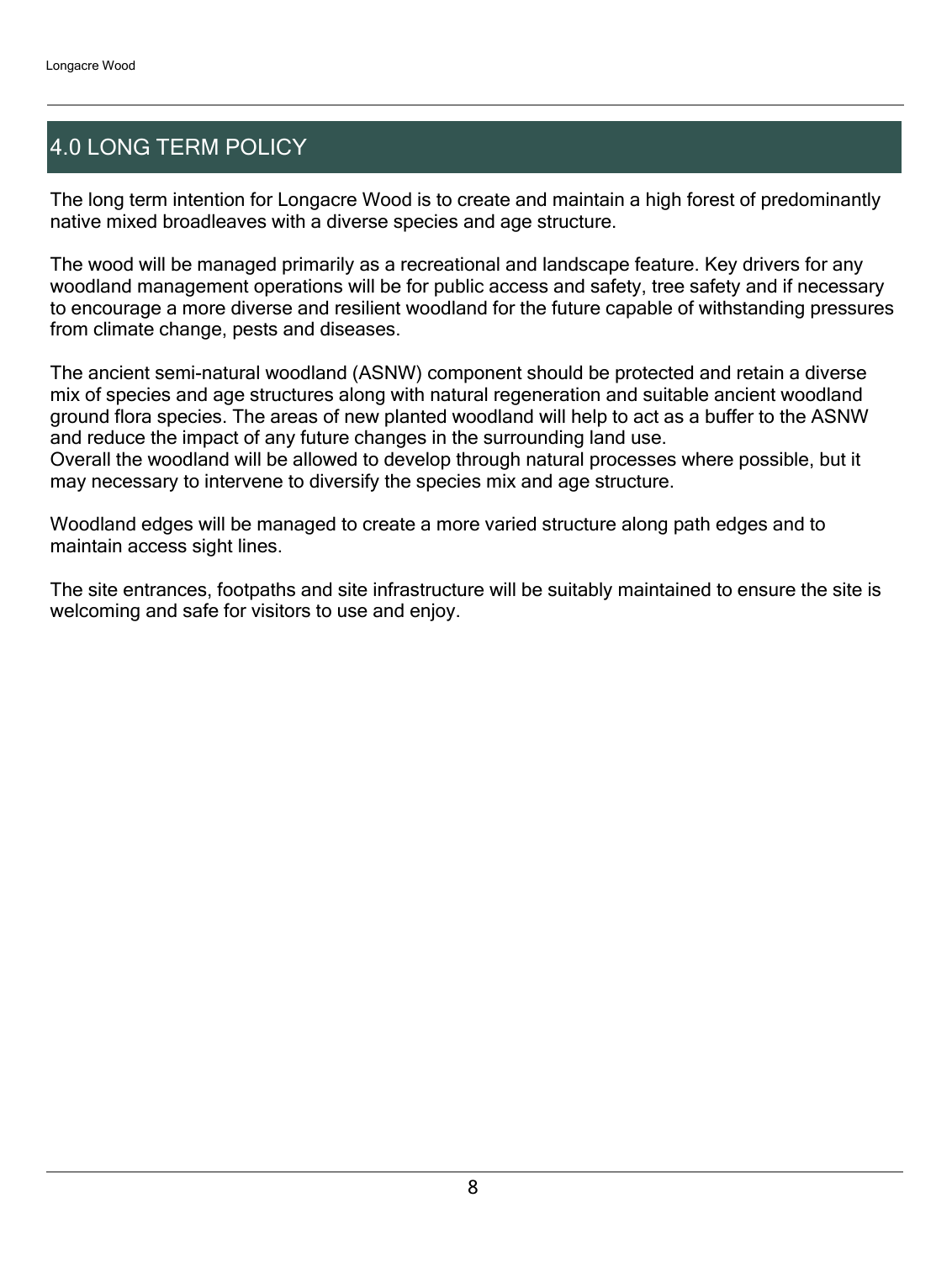## 4.0 LONG TERM POLICY

The long term intention for Longacre Wood is to create and maintain a high forest of predominantly native mixed broadleaves with a diverse species and age structure.

The wood will be managed primarily as a recreational and landscape feature. Key drivers for any woodland management operations will be for public access and safety, tree safety and if necessary to encourage a more diverse and resilient woodland for the future capable of withstanding pressures from climate change, pests and diseases.

The ancient semi-natural woodland (ASNW) component should be protected and retain a diverse mix of species and age structures along with natural regeneration and suitable ancient woodland ground flora species. The areas of new planted woodland will help to act as a buffer to the ASNW and reduce the impact of any future changes in the surrounding land use.
Overall the woodland will be allowed to develop through natural processes where possible, but it may necessary to intervene to diversify the species mix and age structure.

Woodland edges will be managed to create a more varied structure along path edges and to maintain access sight lines.

The site entrances, footpaths and site infrastructure will be suitably maintained to ensure the site is welcoming and safe for visitors to use and enjoy.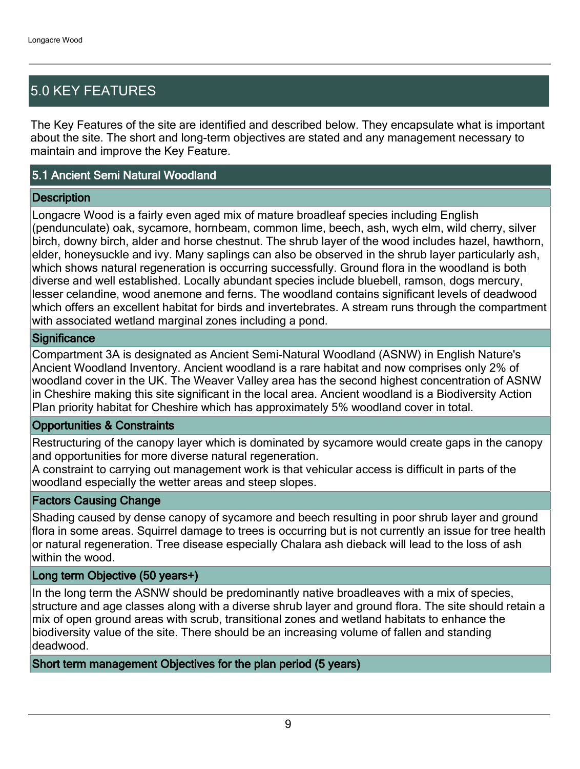## 5.0 KEY FEATURES

The Key Features of the site are identified and described below. They encapsulate what is important about the site. The short and long-term objectives are stated and any management necessary to maintain and improve the Key Feature.

### 5.1 Ancient Semi Natural Woodland

#### Description

Longacre Wood is a fairly even aged mix of mature broadleaf species including English (penduncalate) oak, sycamore, hornbeam, common lime, beech, ash, wych elm, wild cherry, silver birch, downy birch, alder and horse chestnut. The shrub layer of the wood includes hazel, hawthorn, elder, honeysuckle and ivy. Many saplings can also be observed in the shrub layer particularly ash, which shows natural regeneration is occurring successfully. Ground flora in the woodland is both diverse and well established. Locally abundant species include bluebell, ramson, dogs mercury, lesser celandine, wood anemone and ferns. The woodland contains significant levels of deadwood which offers an excellent habitat for birds and invertebrates. A stream runs through the compartment with associated wetland marginal zones including a pond.

#### Significance

Compartment 3A is designated as Ancient Semi-Natural Woodland (ASNW) in English Nature's Ancient Woodland Inventory. Ancient woodland is a rare habitat and now comprises only 2% of woodland cover in the UK. The Weaver Valley area has the second highest concentration of ASNW in Cheshire making this site significant in the local area. Ancient woodland is a Biodiversity Action Plan priority habitat for Cheshire which has approximately 5% woodland cover in total.

#### Opportunities & Constraints

Restructuring of the canopy layer which is dominated by sycamore would create gaps in the canopy and opportunities for more diverse natural regeneration.
A constraint to carrying out management work is that vehicular access is difficult in parts of the woodland especially the wetter areas and steep slopes.

#### Factors Causing Change

Shading caused by dense canopy of sycamore and beech resulting in poor shrub layer and ground flora in some areas. Squirrel damage to trees is occurring but is not currently an issue for tree health or natural regeneration. Tree disease especially Chalara ash dieback will lead to the loss of ash within the wood.

#### Long term Objective (50 years+)

In the long term the ASNW should be predominantly native broadleaves with a mix of species, structure and age classes along with a diverse shrub layer and ground flora. The site should retain a mix of open ground areas with scrub, transitional zones and wetland habitats to enhance the biodiversity value of the site. There should be an increasing volume of fallen and standing deadwood.

#### Short term management Objectives for the plan period (5 years)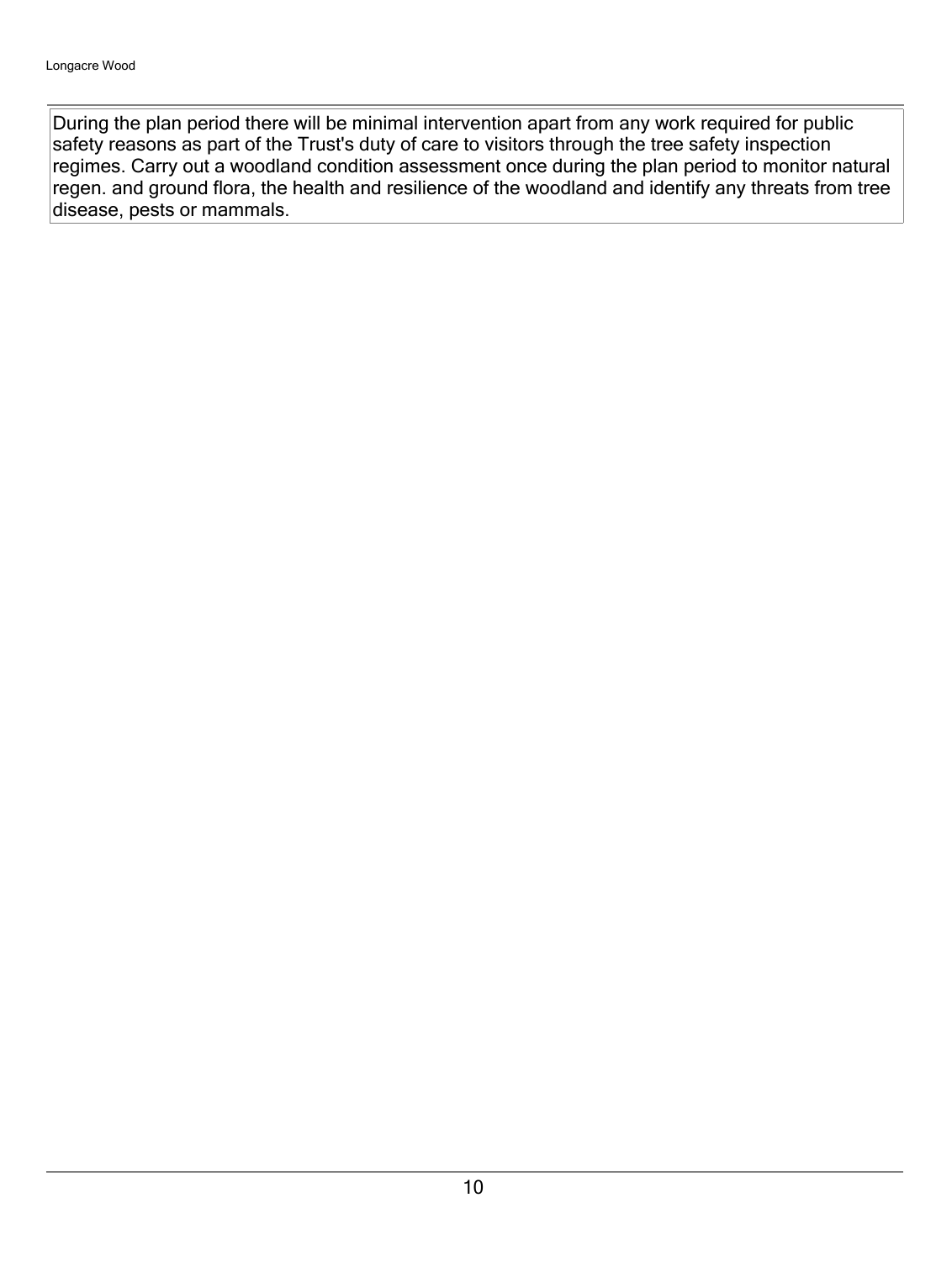During the plan period there will be minimal intervention apart from any work required for public safety reasons as part of the Trust's duty of care to visitors through the tree safety inspection regimes. Carry out a woodland condition assessment once during the plan period to monitor natural regen. and ground flora, the health and resilience of the woodland and identify any threats from tree disease, pests or mammals.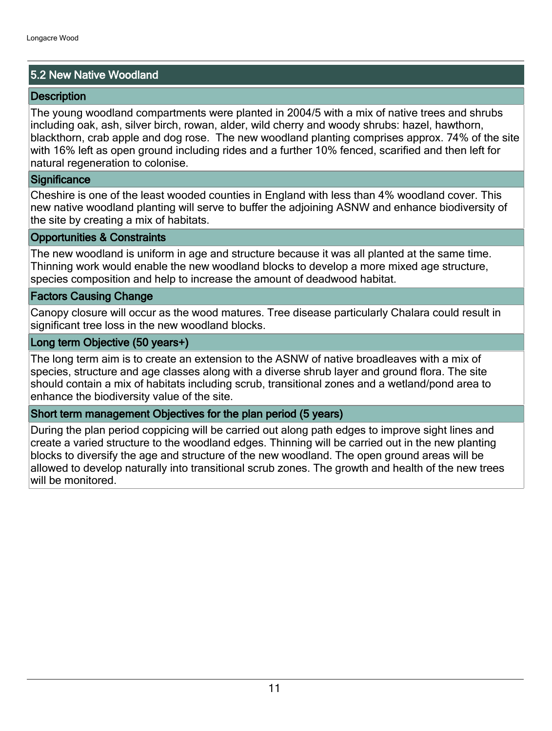## 5.2 New Native Woodland

### Description

The young woodland compartments were planted in 2004/5 with a mix of native trees and shrubs including oak, ash, silver birch, rowan, alder, wild cherry and woody shrubs: hazel, hawthorn, blackthorn, crab apple and dog rose. The new woodland planting comprises approx. 74% of the site with 16% left as open ground including rides and a further 10% fenced, scarified and then left for natural regeneration to colonise.

### Significance

Cheshire is one of the least wooded counties in England with less than 4% woodland cover. This new native woodland planting will serve to buffer the adjoining ASNW and enhance biodiversity of the site by creating a mix of habitats.

### Opportunities & Constraints

The new woodland is uniform in age and structure because it was all planted at the same time. Thinning work would enable the new woodland blocks to develop a more mixed age structure, species composition and help to increase the amount of deadwood habitat.

### Factors Causing Change

Canopy closure will occur as the wood matures. Tree disease particularly Chalara could result in significant tree loss in the new woodland blocks.

### Long term Objective (50 years+)

The long term aim is to create an extension to the ASNW of native broadleaves with a mix of species, structure and age classes along with a diverse shrub layer and ground flora. The site should contain a mix of habitats including scrub, transitional zones and a wetland/pond area to enhance the biodiversity value of the site.

### Short term management Objectives for the plan period (5 years)

During the plan period coppicing will be carried out along path edges to improve sight lines and create a varied structure to the woodland edges. Thinning will be carried out in the new planting blocks to diversify the age and structure of the new woodland. The open ground areas will be allowed to develop naturally into transitional scrub zones. The growth and health of the new trees will be monitored.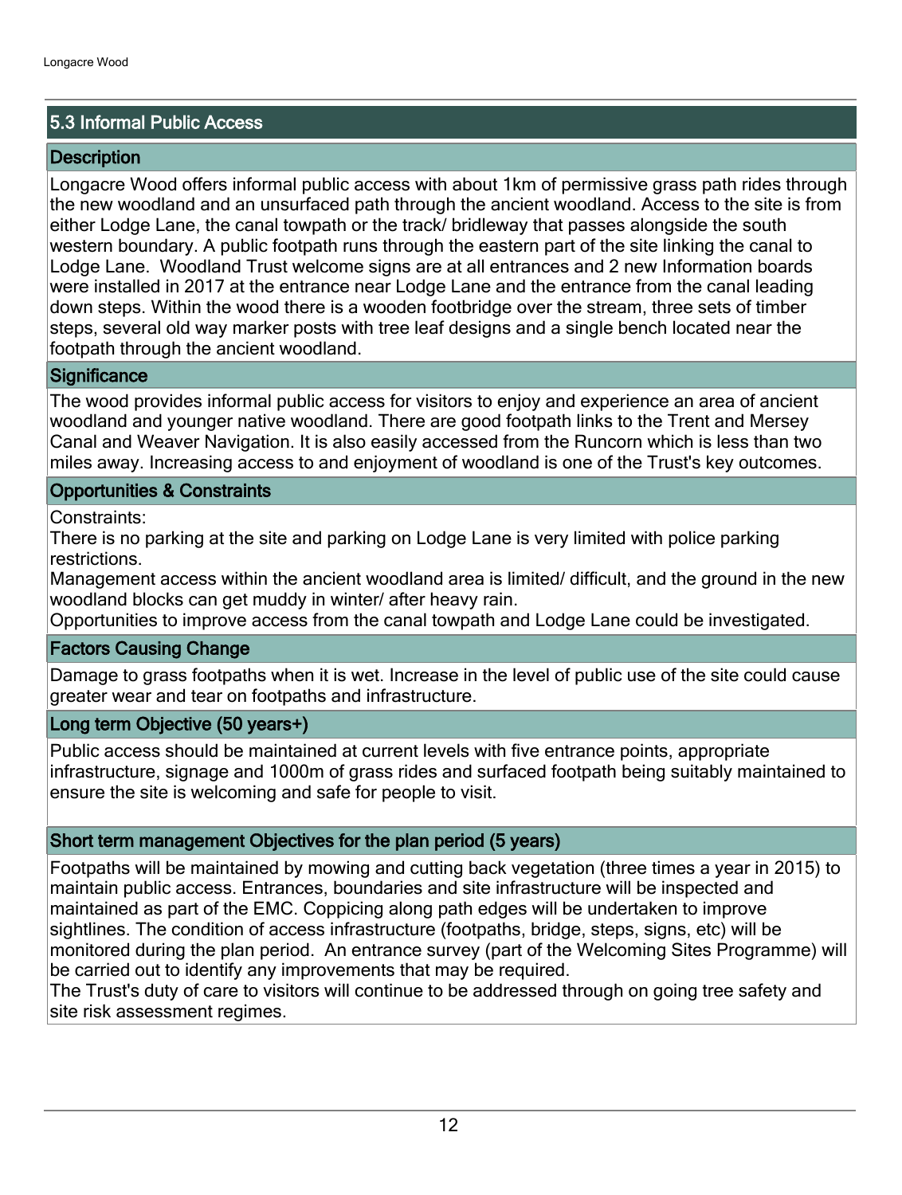## 5.3 Informal Public Access

### Description

Longacre Wood offers informal public access with about 1km of permissive grass path rides through the new woodland and an unsurfaced path through the ancient woodland. Access to the site is from either Lodge Lane, the canal towpath or the track/ bridleway that passes alongside the south western boundary. A public footpath runs through the eastern part of the site linking the canal to Lodge Lane. Woodland Trust welcome signs are at all entrances and 2 new Information boards were installed in 2017 at the entrance near Lodge Lane and the entrance from the canal leading down steps. Within the wood there is a wooden footbridge over the stream, three sets of timber steps, several old way marker posts with tree leaf designs and a single bench located near the footpath through the ancient woodland.

### Significance

The wood provides informal public access for visitors to enjoy and experience an area of ancient woodland and younger native woodland. There are good footpath links to the Trent and Mersey Canal and Weaver Navigation. It is also easily accessed from the Runcorn which is less than two miles away. Increasing access to and enjoyment of woodland is one of the Trust's key outcomes.

### Opportunities & Constraints

Constraints:
There is no parking at the site and parking on Lodge Lane is very limited with police parking restrictions.
Management access within the ancient woodland area is limited/ difficult, and the ground in the new woodland blocks can get muddy in winter/ after heavy rain.
Opportunities to improve access from the canal towpath and Lodge Lane could be investigated.

### Factors Causing Change

Damage to grass footpaths when it is wet. Increase in the level of public use of the site could cause greater wear and tear on footpaths and infrastructure.

### Long term Objective (50 years+)

Public access should be maintained at current levels with five entrance points, appropriate infrastructure, signage and 1000m of grass rides and surfaced footpath being suitably maintained to ensure the site is welcoming and safe for people to visit.

### Short term management Objectives for the plan period (5 years)

Footpaths will be maintained by mowing and cutting back vegetation (three times a year in 2015) to maintain public access. Entrances, boundaries and site infrastructure will be inspected and maintained as part of the EMC. Coppicing along path edges will be undertaken to improve sightlines. The condition of access infrastructure (footpaths, bridge, steps, signs, etc) will be monitored during the plan period. An entrance survey (part of the Welcoming Sites Programme) will be carried out to identify any improvements that may be required.
The Trust's duty of care to visitors will continue to be addressed through on going tree safety and site risk assessment regimes.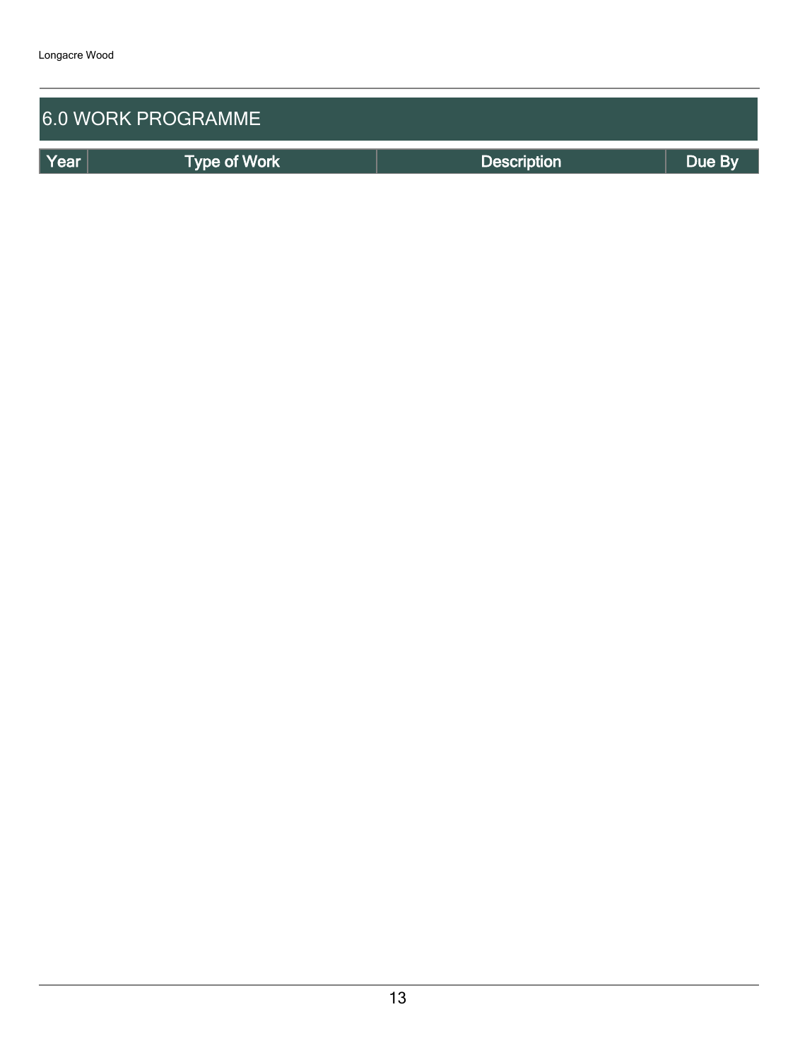## 6.0 WORK PROGRAMME

| Year | Type of Work | Description | Due By |
| --- | --- | --- | --- |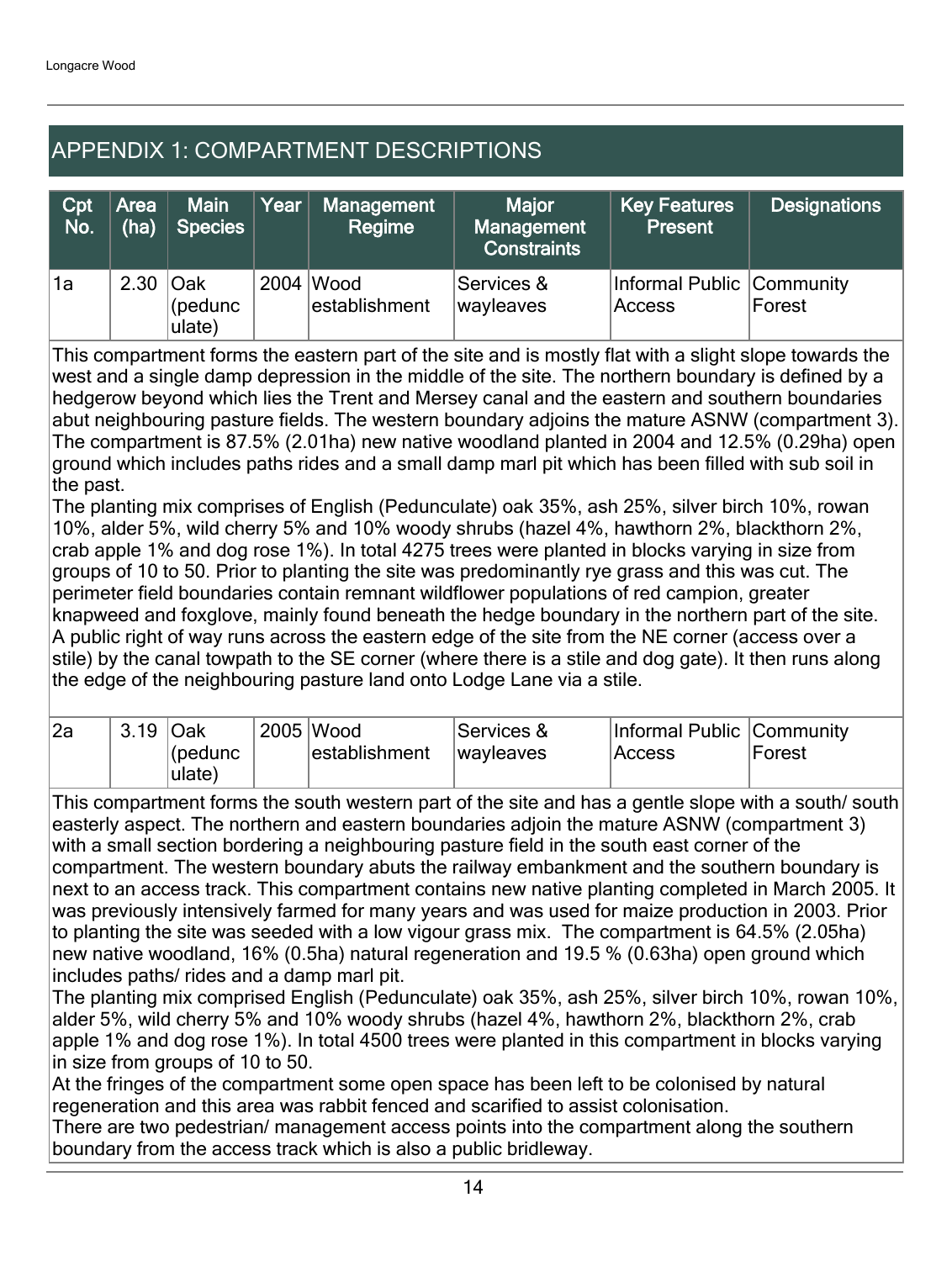## APPENDIX 1: COMPARTMENT DESCRIPTIONS

| Cpt No. | Area (ha) | Main Species | Year | Management Regime | Major Management Constraints | Key Features Present | Designations |
|---|---|---|---|---|---|---|---|
| 1a | 2.30 | Oak (pedunculate) | 2004 | Wood establishment | Services & wayleaves | Informal Public Access | Community Forest |

This compartment forms the eastern part of the site and is mostly flat with a slight slope towards the west and a single damp depression in the middle of the site. The northern boundary is defined by a hedgerow beyond which lies the Trent and Mersey canal and the eastern and southern boundaries abut neighbouring pasture fields. The western boundary adjoins the mature ASNW (compartment 3). The compartment is 87.5% (2.01ha) new native woodland planted in 2004 and 12.5% (0.29ha) open ground which includes paths rides and a small damp marl pit which has been filled with sub soil in the past.

The planting mix comprises of English (Pedunculate) oak 35%, ash 25%, silver birch 10%, rowan 10%, alder 5%, wild cherry 5% and 10% woody shrubs (hazel 4%, hawthorn 2%, blackthorn 2%, crab apple 1% and dog rose 1%). In total 4275 trees were planted in blocks varying in size from groups of 10 to 50. Prior to planting the site was predominantly rye grass and this was cut. The perimeter field boundaries contain remnant wildflower populations of red campion, greater knapweed and foxglove, mainly found beneath the hedge boundary in the northern part of the site.

A public right of way runs across the eastern edge of the site from the NE corner (access over a stile) by the canal towpath to the SE corner (where there is a stile and dog gate). It then runs along the edge of the neighbouring pasture land onto Lodge Lane via a stile.

| Cpt No. | Area (ha) | Main Species | Year | Management Regime | Major Management Constraints | Key Features Present | Designations |
|---|---|---|---|---|---|---|---|
| 2a | 3.19 | Oak (pedunculate) | 2005 | Wood establishment | Services & wayleaves | Informal Public Access | Community Forest |

This compartment forms the south western part of the site and has a gentle slope with a south/ south easterly aspect. The northern and eastern boundaries adjoin the mature ASNW (compartment 3) with a small section bordering a neighbouring pasture field in the south east corner of the compartment. The western boundary abuts the railway embankment and the southern boundary is next to an access track. This compartment contains new native planting completed in March 2005. It was previously intensively farmed for many years and was used for maize production in 2003. Prior to planting the site was seeded with a low vigour grass mix. The compartment is 64.5% (2.05ha) new native woodland, 16% (0.5ha) natural regeneration and 19.5 % (0.63ha) open ground which includes paths/ rides and a damp marl pit.

The planting mix comprised English (Pedunculate) oak 35%, ash 25%, silver birch 10%, rowan 10%, alder 5%, wild cherry 5% and 10% woody shrubs (hazel 4%, hawthorn 2%, blackthorn 2%, crab apple 1% and dog rose 1%). In total 4500 trees were planted in this compartment in blocks varying in size from groups of 10 to 50.

At the fringes of the compartment some open space has been left to be colonised by natural regeneration and this area was rabbit fenced and scarified to assist colonisation.

There are two pedestrian/ management access points into the compartment along the southern boundary from the access track which is also a public bridleway.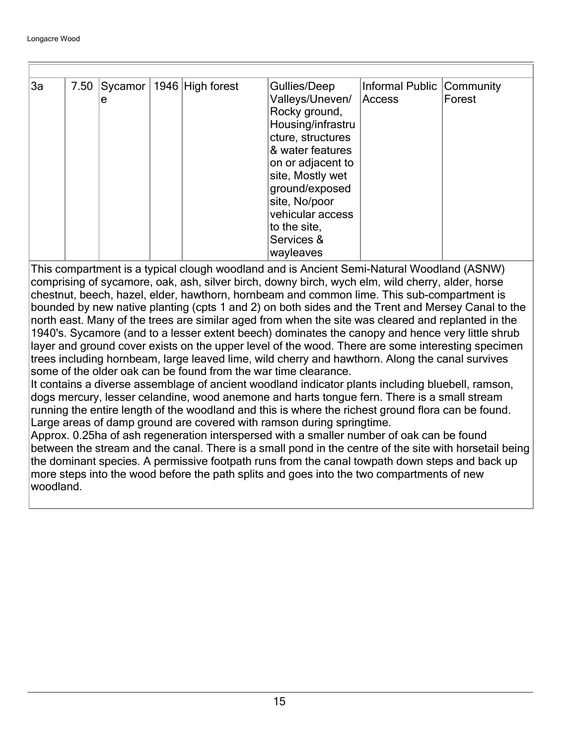| | | | | | | | |
|---|---|---|---|---|---|---|---|
| 3a | 7.50 | Sycamore | 1946 | High forest | Gullies/Deep Valleys/Uneven/ Rocky ground, Housing/infrastructure, structures & water features on or adjacent to site, Mostly wet ground/exposed site, No/poor vehicular access to the site, Services & wayleaves | Informal Public Access | Community Forest |

This compartment is a typical clough woodland and is Ancient Semi-Natural Woodland (ASNW) comprising of sycamore, oak, ash, silver birch, downy birch, wych elm, wild cherry, alder, horse chestnut, beech, hazel, elder, hawthorn, hornbeam and common lime. This sub-compartment is bounded by new native planting (cpts 1 and 2) on both sides and the Trent and Mersey Canal to the north east. Many of the trees are similar aged from when the site was cleared and replanted in the 1940's. Sycamore (and to a lesser extent beech) dominates the canopy and hence very little shrub layer and ground cover exists on the upper level of the wood. There are some interesting specimen trees including hornbeam, large leaved lime, wild cherry and hawthorn. Along the canal survives some of the older oak can be found from the war time clearance.
It contains a diverse assemblage of ancient woodland indicator plants including bluebell, ramson, dogs mercury, lesser celandine, wood anemone and harts tongue fern. There is a small stream running the entire length of the woodland and this is where the richest ground flora can be found. Large areas of damp ground are covered with ramson during springtime.
Approx. 0.25ha of ash regeneration interspersed with a smaller number of oak can be found between the stream and the canal. There is a small pond in the centre of the site with horsetail being the dominant species. A permissive footpath runs from the canal towpath down steps and back up more steps into the wood before the path splits and goes into the two compartments of new woodland.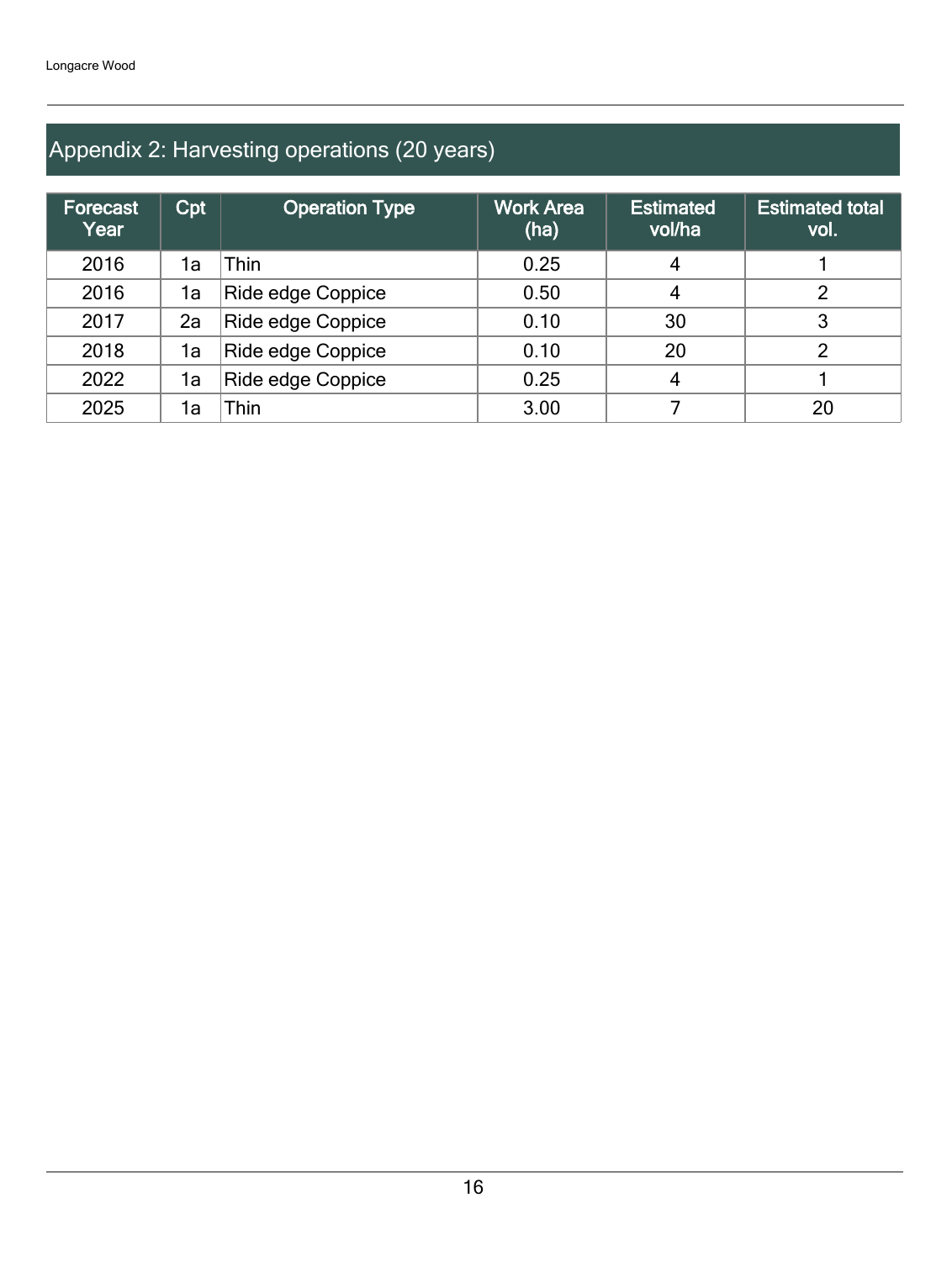## Appendix 2: Harvesting operations (20 years)

| Forecast Year | Cpt | Operation Type | Work Area (ha) | Estimated vol/ha | Estimated total vol. |
|---|---|---|---|---|---|
| 2016 | 1a | Thin | 0.25 | 4 | 1 |
| 2016 | 1a | Ride edge Coppice | 0.50 | 4 | 2 |
| 2017 | 2a | Ride edge Coppice | 0.10 | 30 | 3 |
| 2018 | 1a | Ride edge Coppice | 0.10 | 20 | 2 |
| 2022 | 1a | Ride edge Coppice | 0.25 | 4 | 1 |
| 2025 | 1a | Thin | 3.00 | 7 | 20 |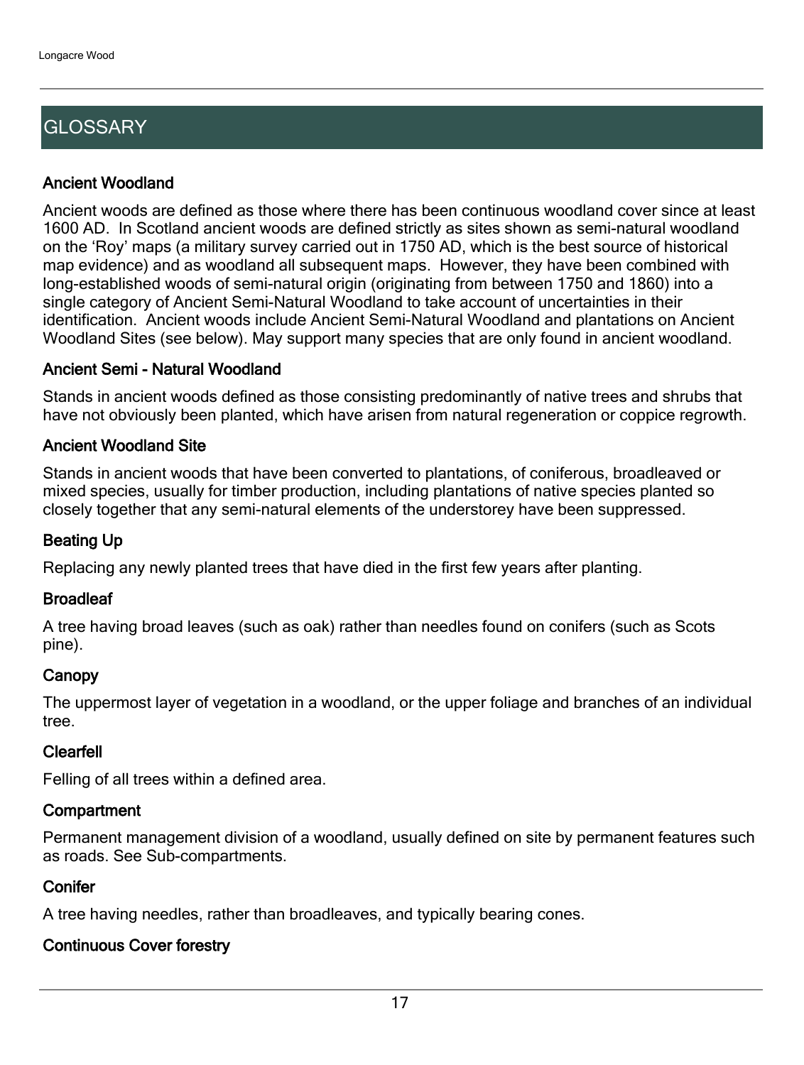## GLOSSARY

### Ancient Woodland

Ancient woods are defined as those where there has been continuous woodland cover since at least 1600 AD. In Scotland ancient woods are defined strictly as sites shown as semi-natural woodland on the 'Roy' maps (a military survey carried out in 1750 AD, which is the best source of historical map evidence) and as woodland all subsequent maps. However, they have been combined with long-established woods of semi-natural origin (originating from between 1750 and 1860) into a single category of Ancient Semi-Natural Woodland to take account of uncertainties in their identification. Ancient woods include Ancient Semi-Natural Woodland and plantations on Ancient Woodland Sites (see below). May support many species that are only found in ancient woodland.

### Ancient Semi - Natural Woodland

Stands in ancient woods defined as those consisting predominantly of native trees and shrubs that have not obviously been planted, which have arisen from natural regeneration or coppice regrowth.

### Ancient Woodland Site

Stands in ancient woods that have been converted to plantations, of coniferous, broadleaved or mixed species, usually for timber production, including plantations of native species planted so closely together that any semi-natural elements of the understorey have been suppressed.

### Beating Up

Replacing any newly planted trees that have died in the first few years after planting.

### Broadleaf

A tree having broad leaves (such as oak) rather than needles found on conifers (such as Scots pine).

### Canopy

The uppermost layer of vegetation in a woodland, or the upper foliage and branches of an individual tree.

### Clearfell

Felling of all trees within a defined area.

### Compartment

Permanent management division of a woodland, usually defined on site by permanent features such as roads. See Sub-compartments.

### Conifer

A tree having needles, rather than broadleaves, and typically bearing cones.

### Continuous Cover forestry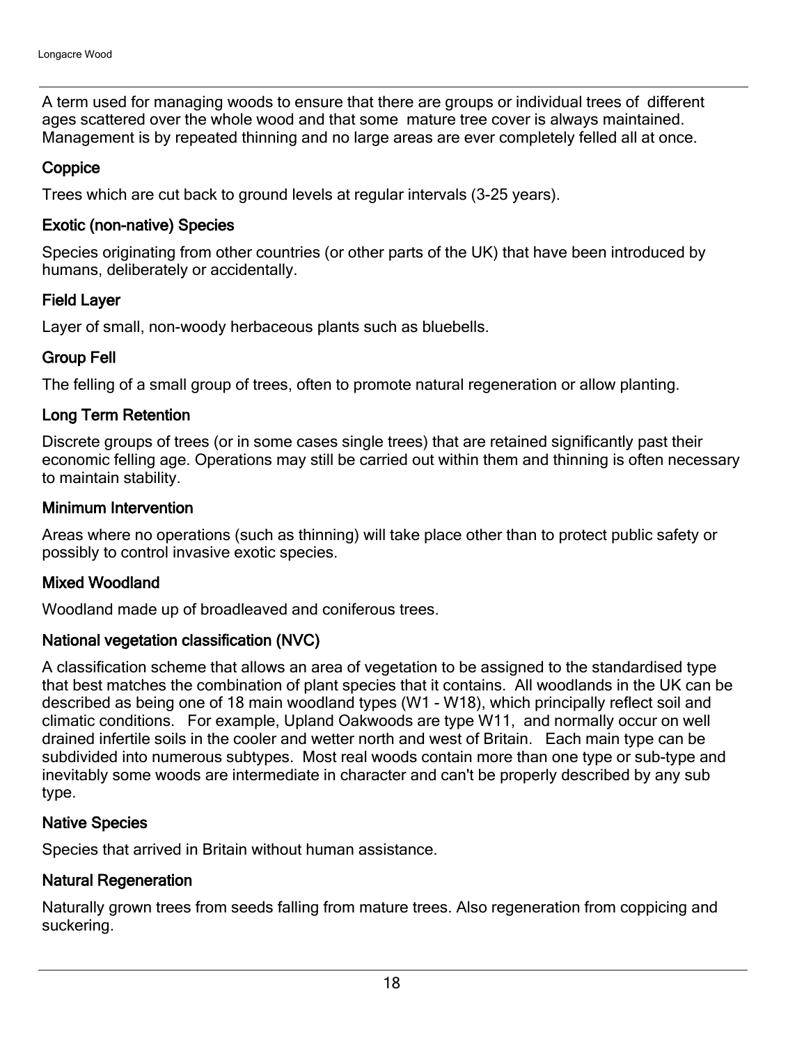A term used for managing woods to ensure that there are groups or individual trees of different ages scattered over the whole wood and that some mature tree cover is always maintained. Management is by repeated thinning and no large areas are ever completely felled all at once.

### Coppice

Trees which are cut back to ground levels at regular intervals (3-25 years).

### Exotic (non-native) Species

Species originating from other countries (or other parts of the UK) that have been introduced by humans, deliberately or accidentally.

### Field Layer

Layer of small, non-woody herbaceous plants such as bluebells.

### Group Fell

The felling of a small group of trees, often to promote natural regeneration or allow planting.

### Long Term Retention

Discrete groups of trees (or in some cases single trees) that are retained significantly past their economic felling age. Operations may still be carried out within them and thinning is often necessary to maintain stability.

### Minimum Intervention

Areas where no operations (such as thinning) will take place other than to protect public safety or possibly to control invasive exotic species.

### Mixed Woodland

Woodland made up of broadleaved and coniferous trees.

### National vegetation classification (NVC)

A classification scheme that allows an area of vegetation to be assigned to the standardised type that best matches the combination of plant species that it contains. All woodlands in the UK can be described as being one of 18 main woodland types (W1 - W18), which principally reflect soil and climatic conditions. For example, Upland Oakwoods are type W11, and normally occur on well drained infertile soils in the cooler and wetter north and west of Britain. Each main type can be subdivided into numerous subtypes. Most real woods contain more than one type or sub-type and inevitably some woods are intermediate in character and can't be properly described by any sub type.

### Native Species

Species that arrived in Britain without human assistance.

### Natural Regeneration

Naturally grown trees from seeds falling from mature trees. Also regeneration from coppicing and suckering.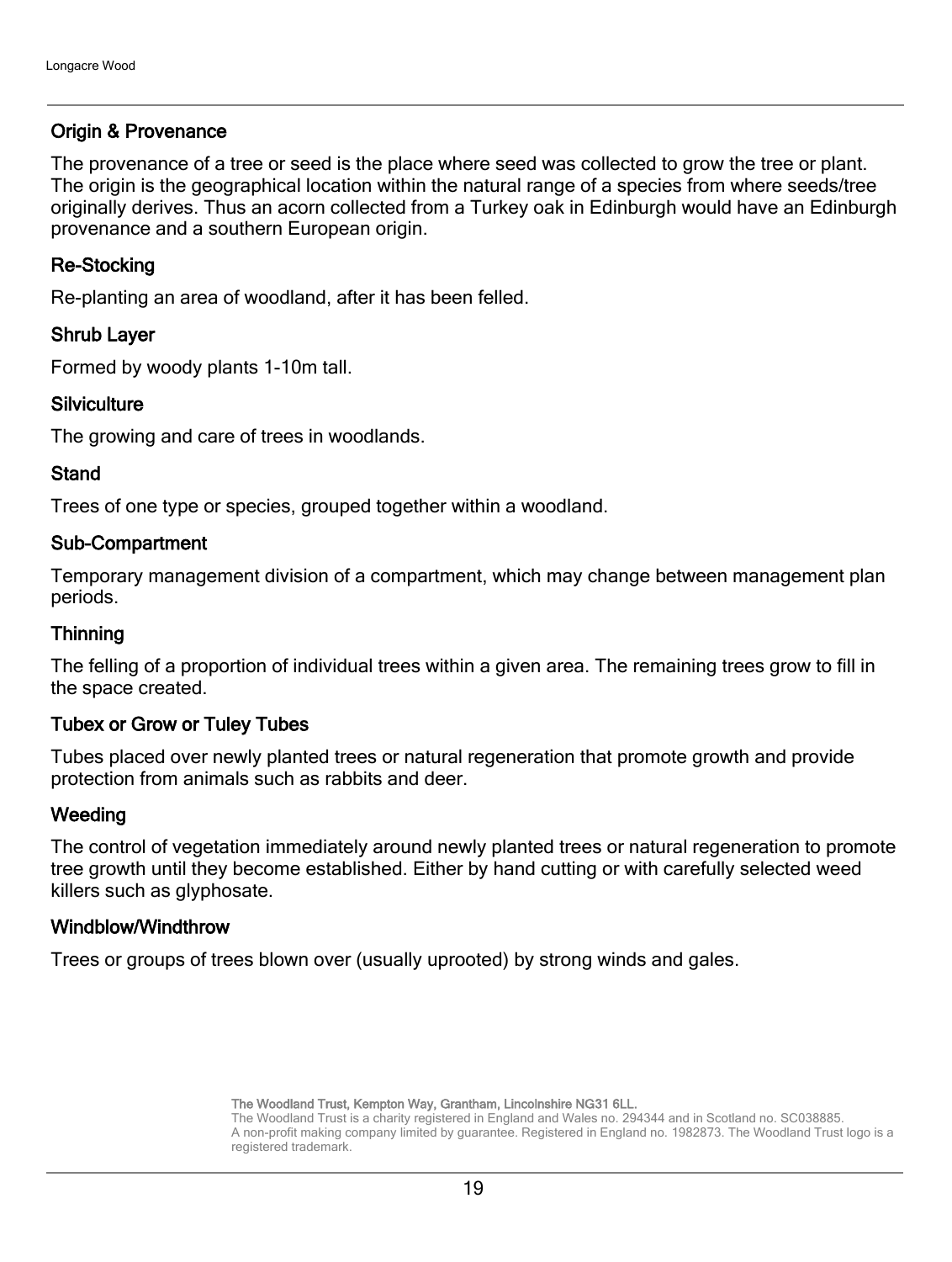### Origin & Provenance

The provenance of a tree or seed is the place where seed was collected to grow the tree or plant. The origin is the geographical location within the natural range of a species from where seeds/tree originally derives. Thus an acorn collected from a Turkey oak in Edinburgh would have an Edinburgh provenance and a southern European origin.

### Re-Stocking

Re-planting an area of woodland, after it has been felled.

### Shrub Layer

Formed by woody plants 1-10m tall.

### Silviculture

The growing and care of trees in woodlands.

### Stand

Trees of one type or species, grouped together within a woodland.

### Sub-Compartment

Temporary management division of a compartment, which may change between management plan periods.

### Thinning

The felling of a proportion of individual trees within a given area. The remaining trees grow to fill in the space created.

### Tubex or Grow or Tuley Tubes

Tubes placed over newly planted trees or natural regeneration that promote growth and provide protection from animals such as rabbits and deer.

### Weeding

The control of vegetation immediately around newly planted trees or natural regeneration to promote tree growth until they become established. Either by hand cutting or with carefully selected weed killers such as glyphosate.

### Windblow/Windthrow

Trees or groups of trees blown over (usually uprooted) by strong winds and gales.

**The Woodland Trust, Kempton Way, Grantham, Lincolnshire NG31 6LL.**
The Woodland Trust is a charity registered in England and Wales no. 294344 and in Scotland no. SC038885.
A non-profit making company limited by guarantee. Registered in England no. 1982873. The Woodland Trust logo is a registered trademark.